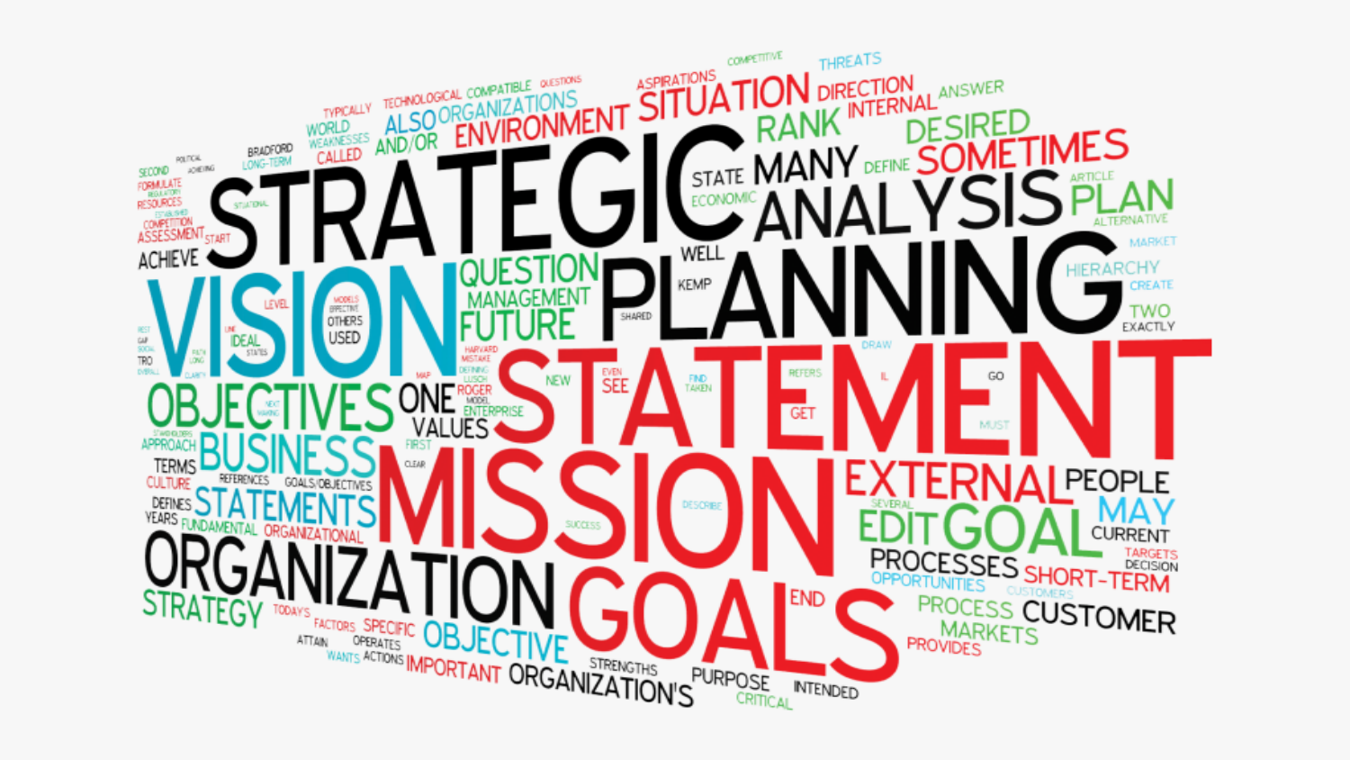COMPETITIVE
THREATS
QUESTIONS
ASPIRATIONS
DIRECTION
ANSWER
TECHNOLOGICAL COMPATIBLE
ORGANIZATIONS
SITUATION
INTERNAL
TYPICALLY
WORLD
ALSO
ENVIRONMENT
RANK
DESIRED
BRADFORD
WEAKNESSES
AND/OR
LONG-TERM
CALLED
SOMETIMES
STRATEGIC
STATE
MANY
DEFINE
ECONOMIC
ANALYSIS
ARTICLE
PLAN
SECOND
FORMULATE
RESOURCES
COMPETITION
ASSESSMENT
START
ALTERNATIVE
MARKET
ACHIEVE
WELL
QUESTION
PLANNING
HIERARCHY
KEMP
MANAGEMENT
CREATE
VISION
LEVEL
MODELS
EFFECTIVE
OTHERS
USED
FUTURE
SHARED
TWO
EXACTLY
IDEAL
HARVARD
MISTAKE
DRAW
STATEMENT
DEFINING
FIND
TAKEN
REFERS
GO
OBJECTIVES
ONE
ROGER
EVEN
SEE
NEW
GET
MUST
MODEL
ENTERPRISE
VALUES
APPROACH
BUSINESS
FIRST
CLEAR
TERMS
CULTURE
REFERENCES
GOALS/OBJECTIVES
EXTERNAL
PEOPLE
DEFINES
YEARS
STATEMENTS
MISSION
SEVERAL
DESCRIBE
MAY
FUNDAMENTAL
ORGANIZATIONAL
EDIT
GOAL
CURRENT
SUCCESS
ORGANIZATION
PROCESSES
TARGETS
DECISION
OPPORTUNITIES
SHORT-TERM
CUSTOMERS
STRATEGY
TODAY'S
GOALS
END
PROCESS
CUSTOMER
FACTORS
SPECIFIC
MARKETS
ATTAIN
OPERATES
OBJECTIVE
PROVIDES
WANTS
ACTIONS
IMPORTANT
STRENGTHS
ORGANIZATION'S
PURPOSE
INTENDED
CRITICAL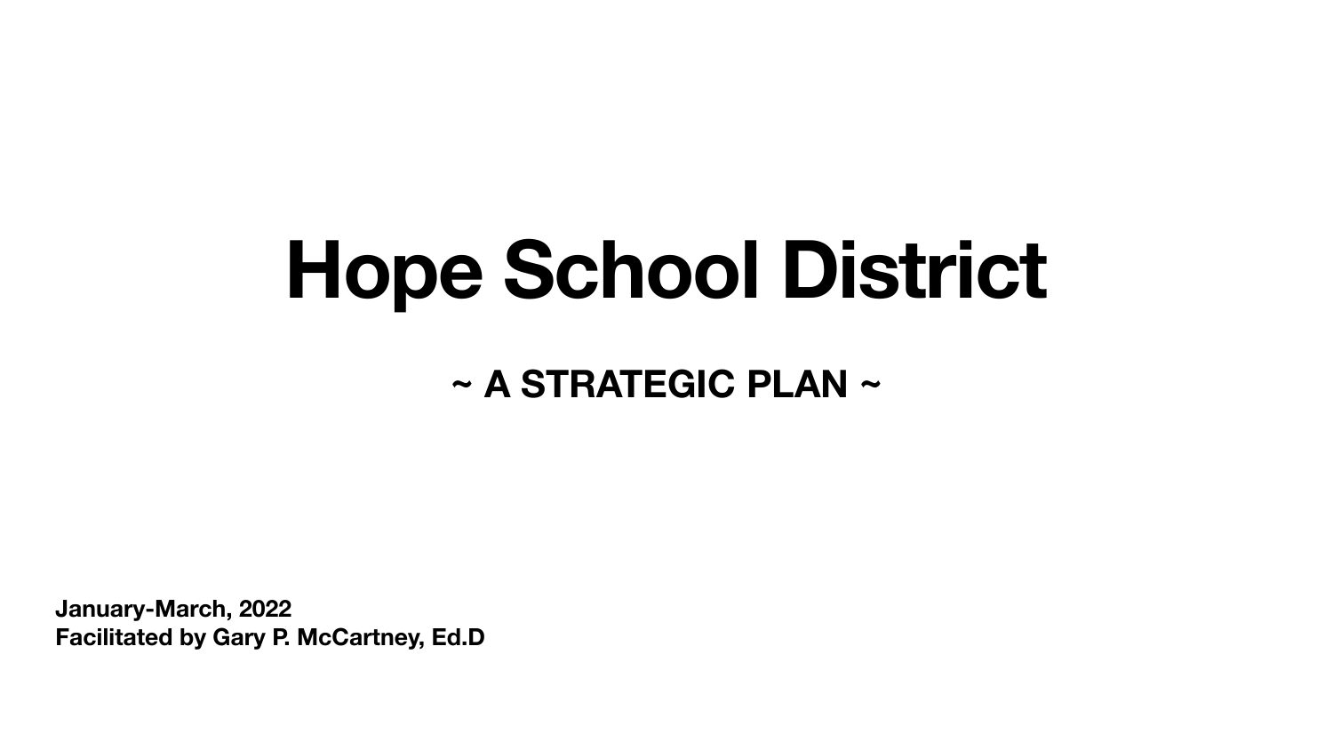# Hope School District

## ~ A STRATEGIC PLAN ~

**January-March, 2022**
**Facilitated by Gary P. McCartney, Ed.D**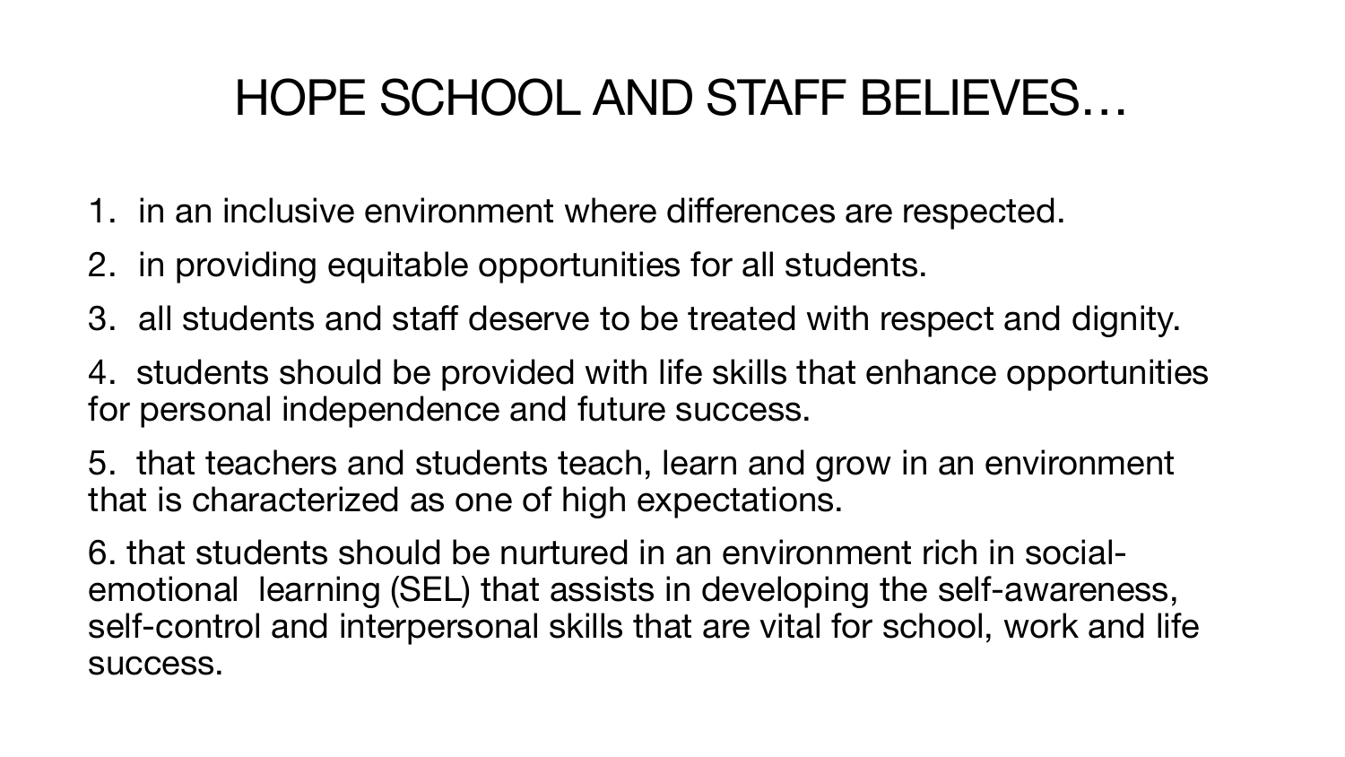# HOPE SCHOOL AND STAFF BELIEVES…

1. in an inclusive environment where differences are respected.
2. in providing equitable opportunities for all students.
3. all students and staff deserve to be treated with respect and dignity.
4. students should be provided with life skills that enhance opportunities for personal independence and future success.
5. that teachers and students teach, learn and grow in an environment that is characterized as one of high expectations.
6. that students should be nurtured in an environment rich in social-emotional learning (SEL) that assists in developing the self-awareness, self-control and interpersonal skills that are vital for school, work and life success.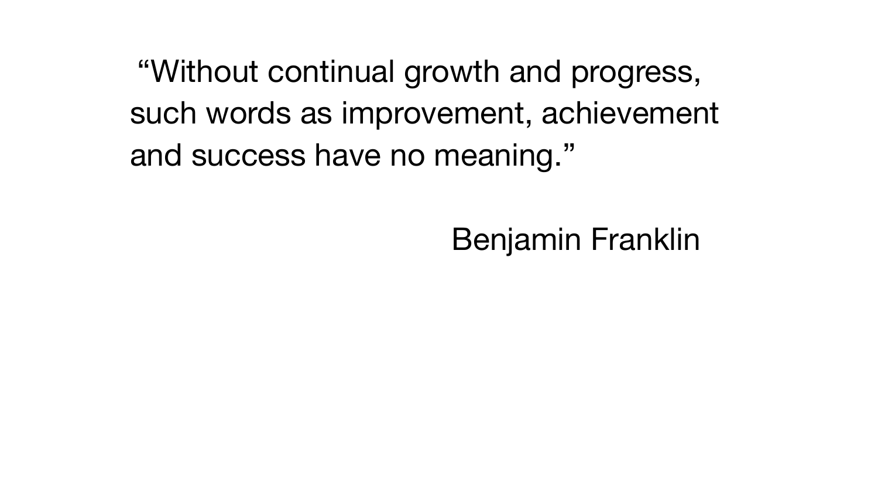"Without continual growth and progress, such words as improvement, achievement and success have no meaning."

Benjamin Franklin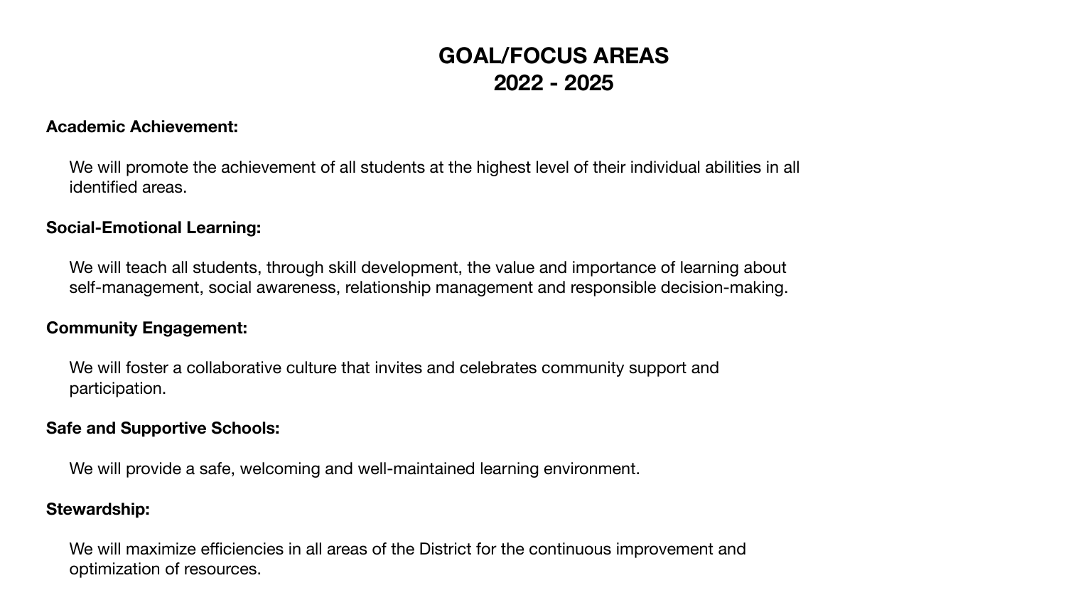# GOAL/FOCUS AREAS
# 2022 - 2025

**Academic Achievement:**

We will promote the achievement of all students at the highest level of their individual abilities in all identified areas.

**Social-Emotional Learning:**

We will teach all students, through skill development, the value and importance of learning about self-management, social awareness, relationship management and responsible decision-making.

**Community Engagement:**

We will foster a collaborative culture that invites and celebrates community support and participation.

**Safe and Supportive Schools:**

We will provide a safe, welcoming and well-maintained learning environment.

**Stewardship:**

We will maximize efficiencies in all areas of the District for the continuous improvement and optimization of resources.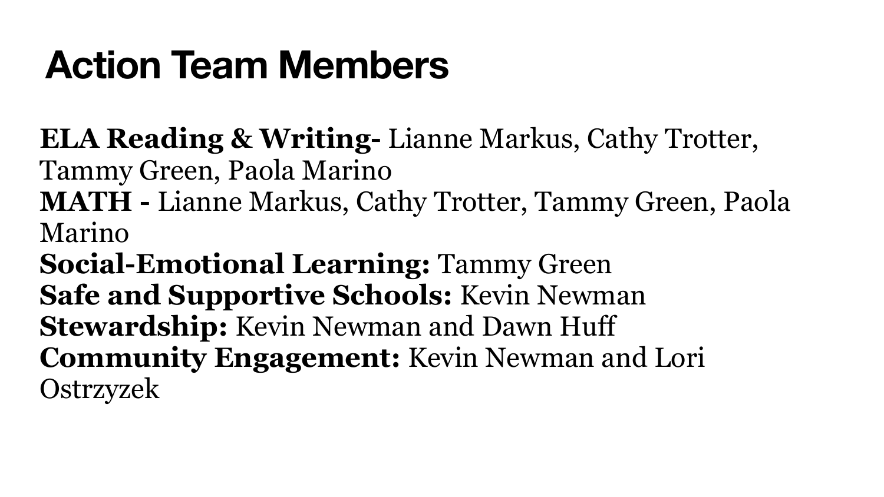# Action Team Members

**ELA Reading & Writing-** Lianne Markus, Cathy Trotter, Tammy Green, Paola Marino
**MATH -** Lianne Markus, Cathy Trotter, Tammy Green, Paola Marino
**Social-Emotional Learning:** Tammy Green
**Safe and Supportive Schools:** Kevin Newman
**Stewardship:** Kevin Newman and Dawn Huff
**Community Engagement:** Kevin Newman and Lori Ostrzyzek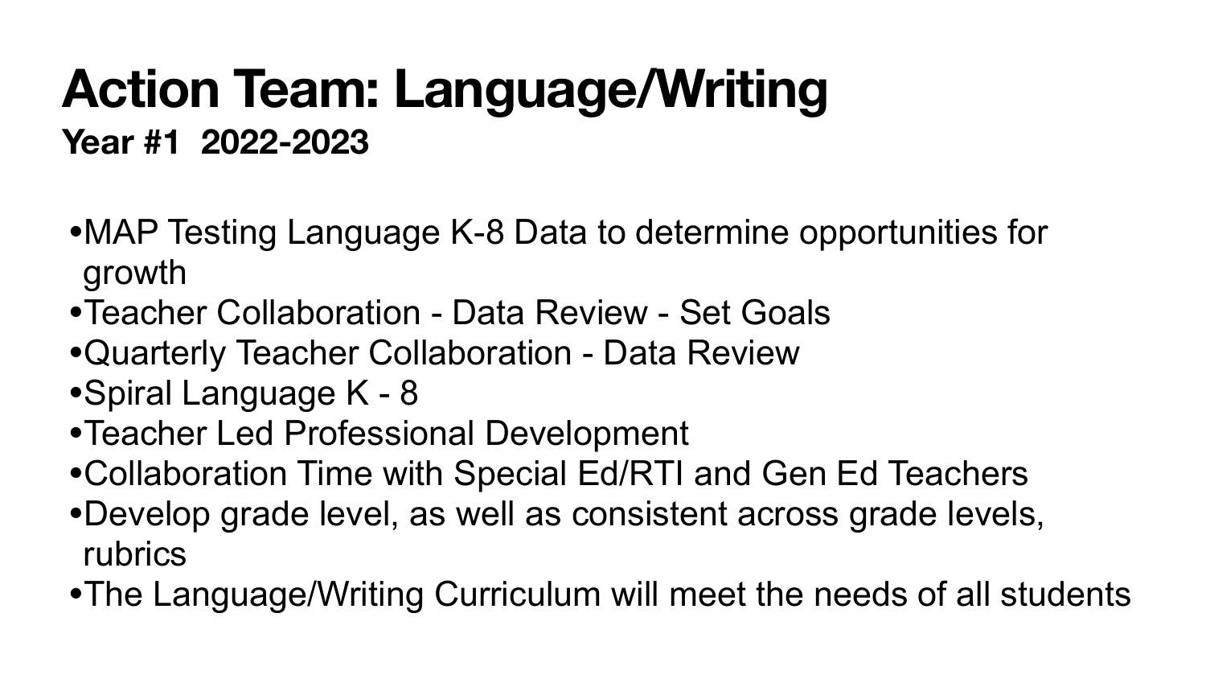# Action Team: Language/Writing

**Year #1 2022-2023**

- MAP Testing Language K-8 Data to determine opportunities for growth
- Teacher Collaboration - Data Review - Set Goals
- Quarterly Teacher Collaboration - Data Review
- Spiral Language K - 8
- Teacher Led Professional Development
- Collaboration Time with Special Ed/RTI and Gen Ed Teachers
- Develop grade level, as well as consistent across grade levels, rubrics
- The Language/Writing Curriculum will meet the needs of all students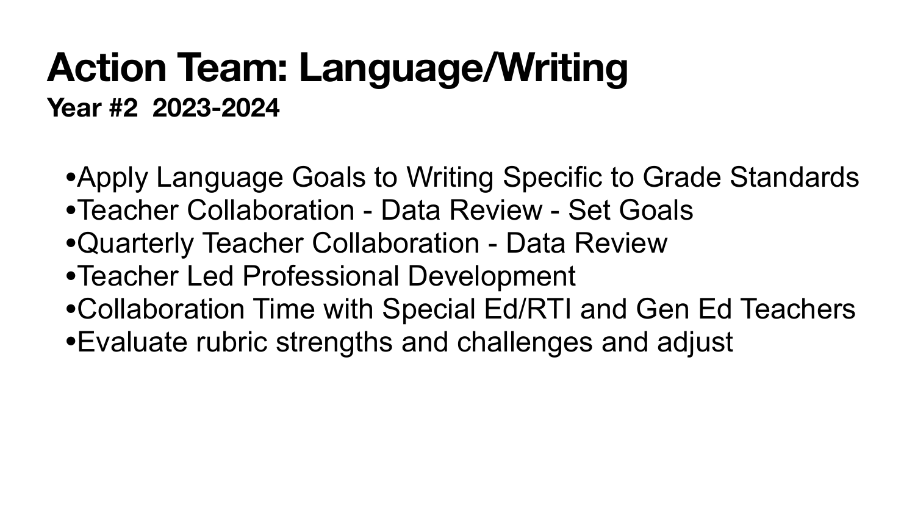# Action Team: Language/Writing

**Year #2 2023-2024**

- Apply Language Goals to Writing Specific to Grade Standards
- Teacher Collaboration - Data Review - Set Goals
- Quarterly Teacher Collaboration - Data Review
- Teacher Led Professional Development
- Collaboration Time with Special Ed/RTI and Gen Ed Teachers
- Evaluate rubric strengths and challenges and adjust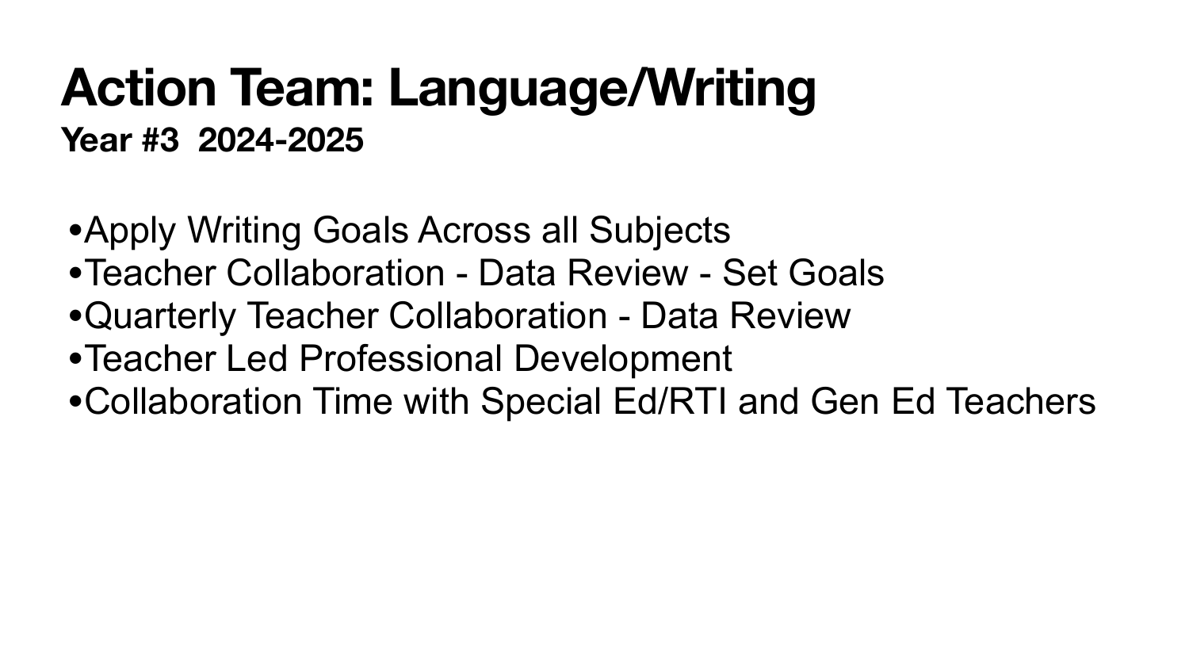# Action Team: Language/Writing

**Year #3 2024-2025**

- Apply Writing Goals Across all Subjects
- Teacher Collaboration - Data Review - Set Goals
- Quarterly Teacher Collaboration - Data Review
- Teacher Led Professional Development
- Collaboration Time with Special Ed/RTI and Gen Ed Teachers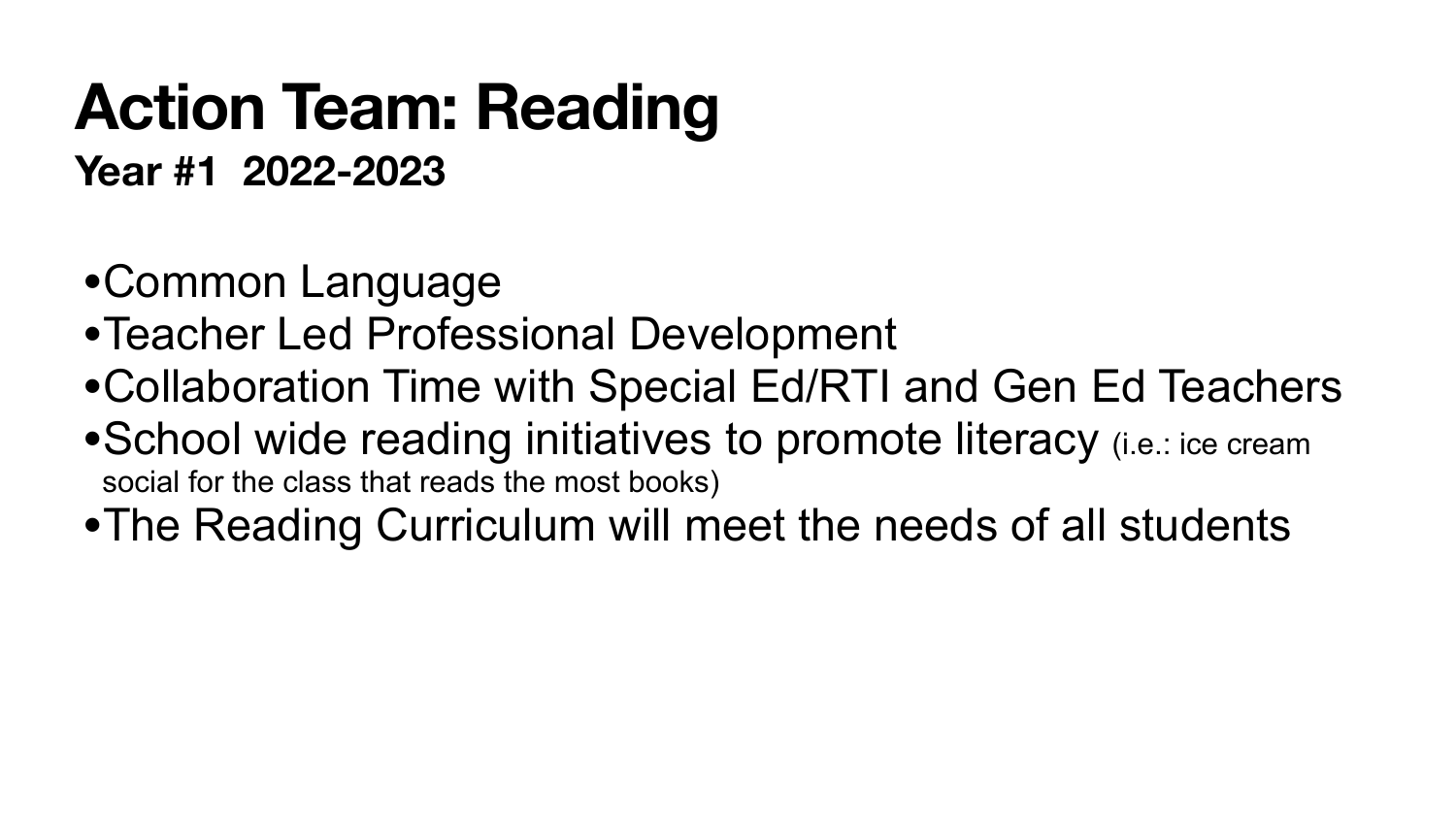# Action Team: Reading

**Year #1 2022-2023**

- Common Language
- Teacher Led Professional Development
- Collaboration Time with Special Ed/RTI and Gen Ed Teachers
- School wide reading initiatives to promote literacy (i.e.: ice cream social for the class that reads the most books)
- The Reading Curriculum will meet the needs of all students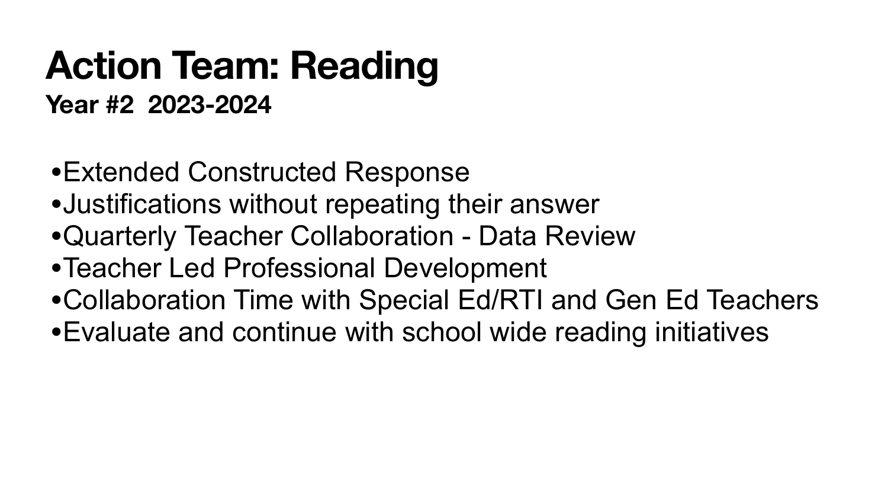# Action Team: Reading

**Year #2 2023-2024**

- Extended Constructed Response
- Justifications without repeating their answer
- Quarterly Teacher Collaboration - Data Review
- Teacher Led Professional Development
- Collaboration Time with Special Ed/RTI and Gen Ed Teachers
- Evaluate and continue with school wide reading initiatives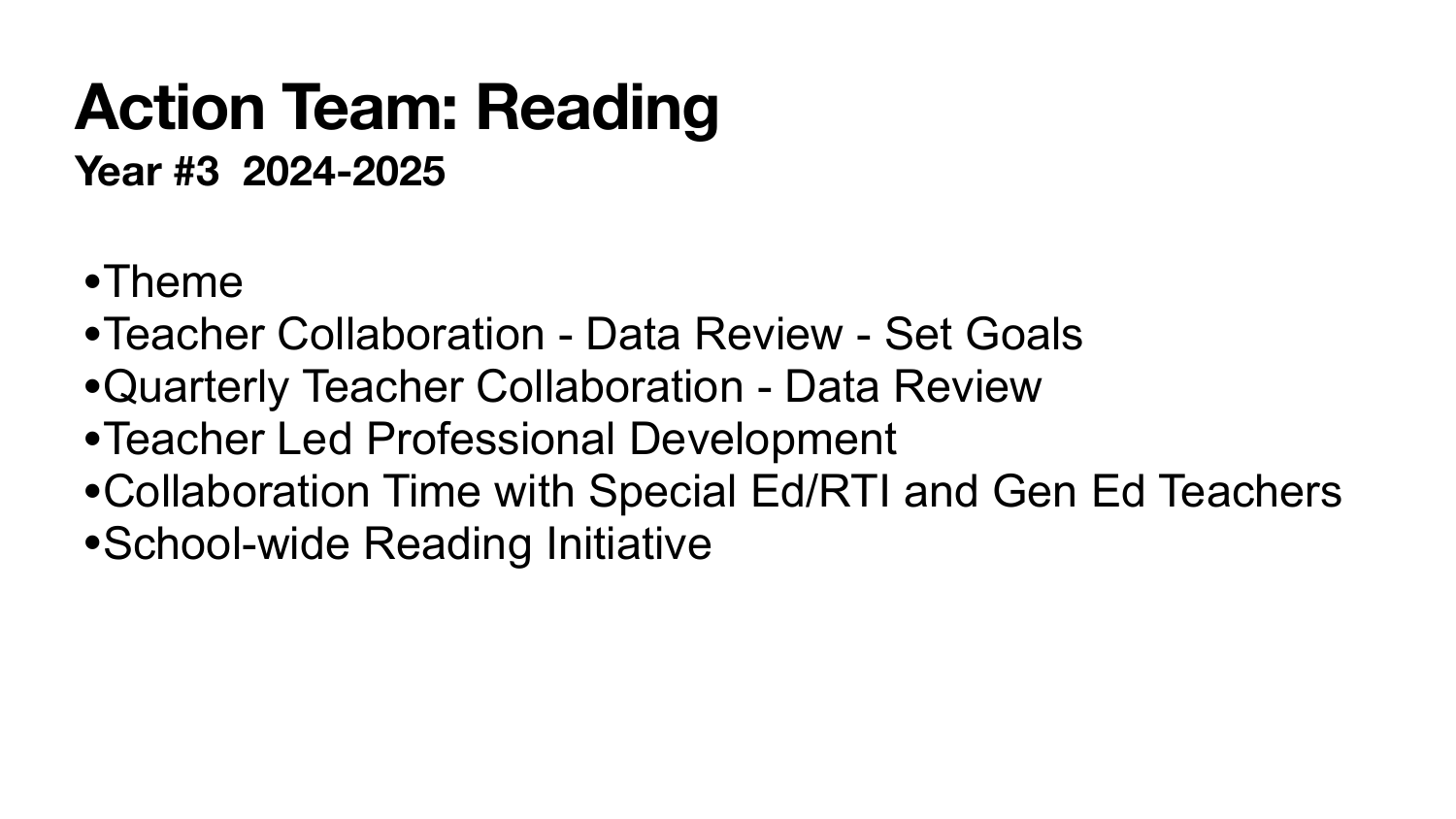# Action Team: Reading

**Year #3  2024-2025**

- Theme
- Teacher Collaboration - Data Review - Set Goals
- Quarterly Teacher Collaboration - Data Review
- Teacher Led Professional Development
- Collaboration Time with Special Ed/RTI and Gen Ed Teachers
- School-wide Reading Initiative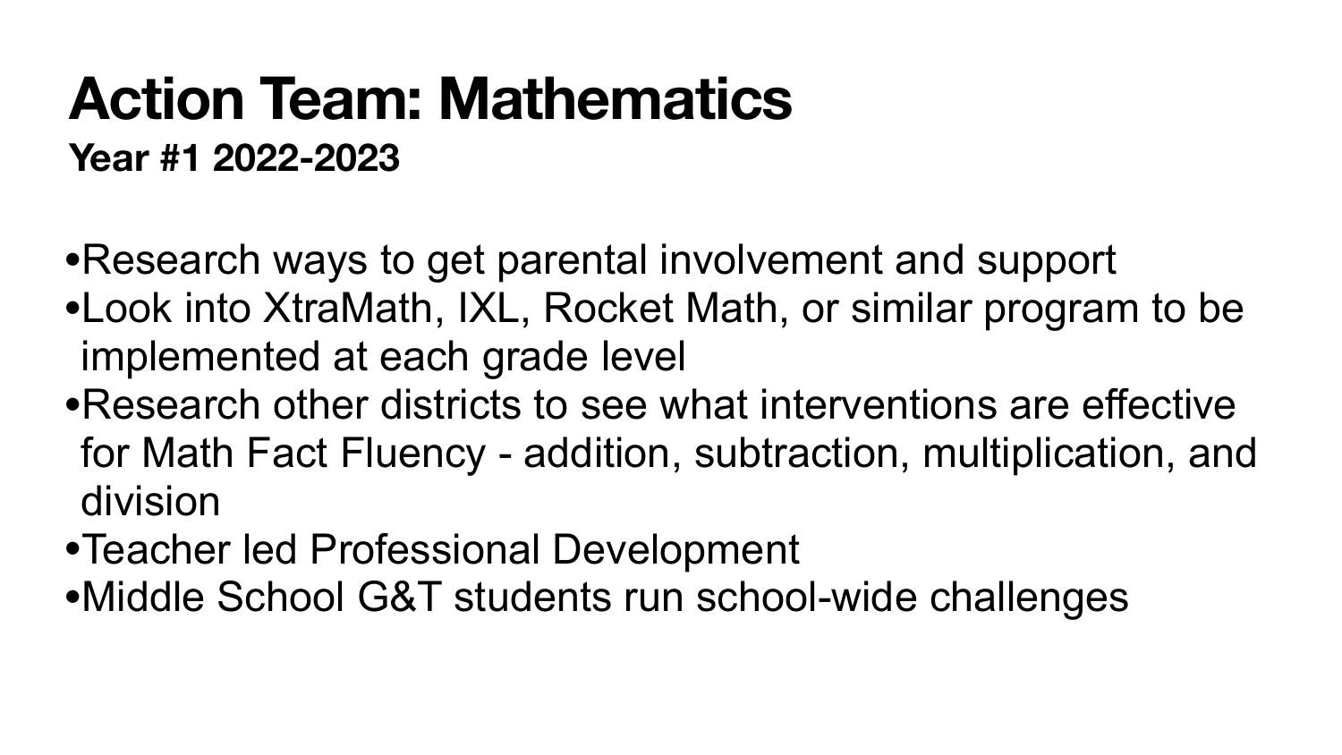# Action Team: Mathematics

**Year #1 2022-2023**

- Research ways to get parental involvement and support
- Look into XtraMath, IXL, Rocket Math, or similar program to be implemented at each grade level
- Research other districts to see what interventions are effective for Math Fact Fluency - addition, subtraction, multiplication, and division
- Teacher led Professional Development
- Middle School G&T students run school-wide challenges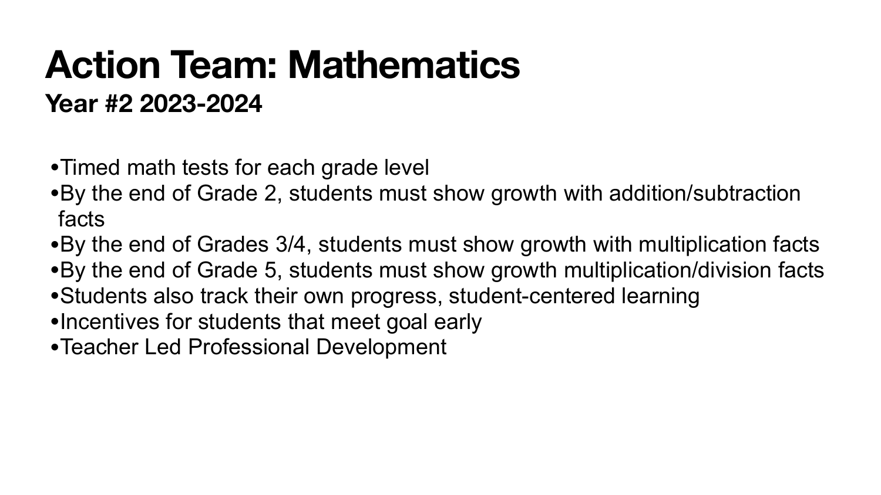# Action Team: Mathematics

## Year #2 2023-2024

- Timed math tests for each grade level
- By the end of Grade 2, students must show growth with addition/subtraction facts
- By the end of Grades 3/4, students must show growth with multiplication facts
- By the end of Grade 5, students must show growth multiplication/division facts
- Students also track their own progress, student-centered learning
- Incentives for students that meet goal early
- Teacher Led Professional Development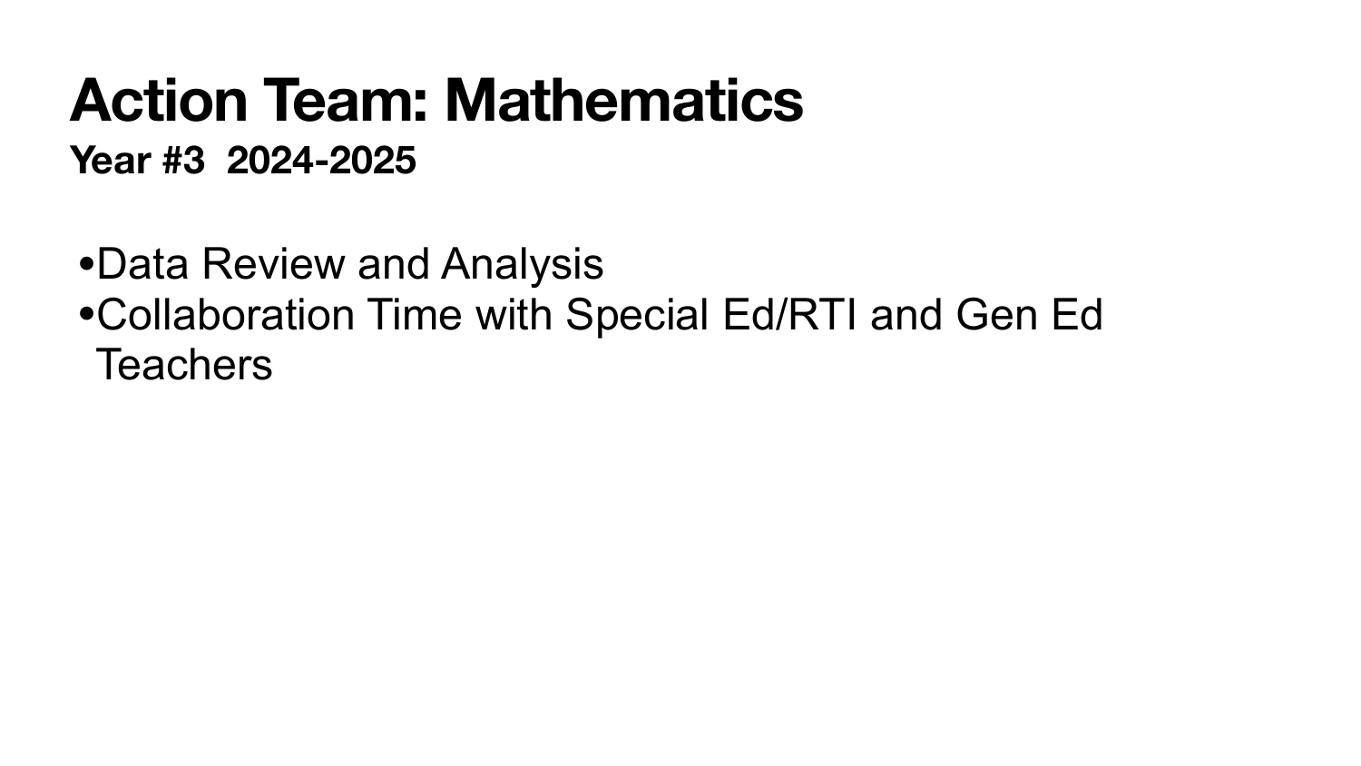# Action Team: Mathematics

**Year #3  2024-2025**

- Data Review and Analysis
- Collaboration Time with Special Ed/RTI and Gen Ed Teachers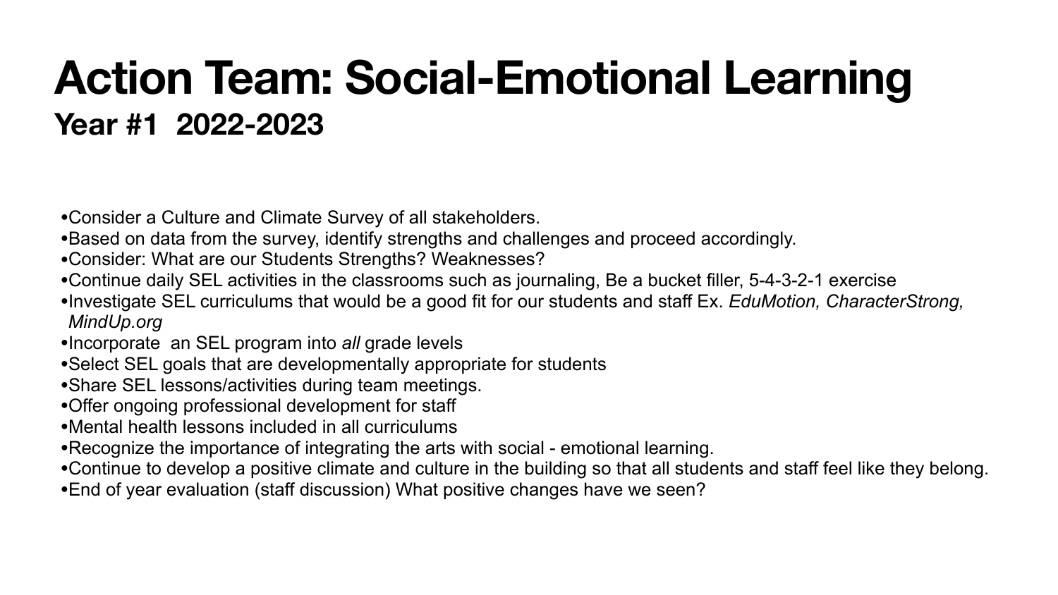# Action Team: Social-Emotional Learning

## Year #1 2022-2023

- Consider a Culture and Climate Survey of all stakeholders.
- Based on data from the survey, identify strengths and challenges and proceed accordingly.
- Consider: What are our Students Strengths? Weaknesses?
- Continue daily SEL activities in the classrooms such as journaling, Be a bucket filler, 5-4-3-2-1 exercise
- Investigate SEL curriculums that would be a good fit for our students and staff Ex. *EduMotion, CharacterStrong, MindUp.org*
- Incorporate an SEL program into *all* grade levels
- Select SEL goals that are developmentally appropriate for students
- Share SEL lessons/activities during team meetings.
- Offer ongoing professional development for staff
- Mental health lessons included in all curriculums
- Recognize the importance of integrating the arts with social - emotional learning.
- Continue to develop a positive climate and culture in the building so that all students and staff feel like they belong.
- End of year evaluation (staff discussion) What positive changes have we seen?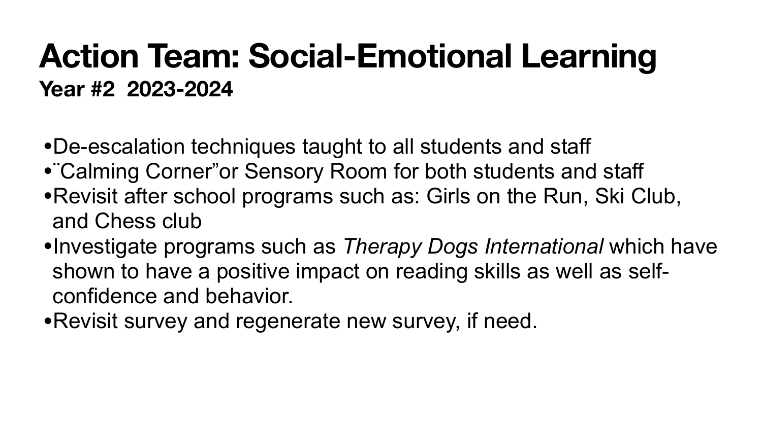# Action Team: Social-Emotional Learning

**Year #2  2023-2024**

- De-escalation techniques taught to all students and staff
- ¨Calming Corner”or Sensory Room for both students and staff
- Revisit after school programs such as: Girls on the Run, Ski Club, and Chess club
- Investigate programs such as *Therapy Dogs International* which have shown to have a positive impact on reading skills as well as self-confidence and behavior.
- Revisit survey and regenerate new survey, if need.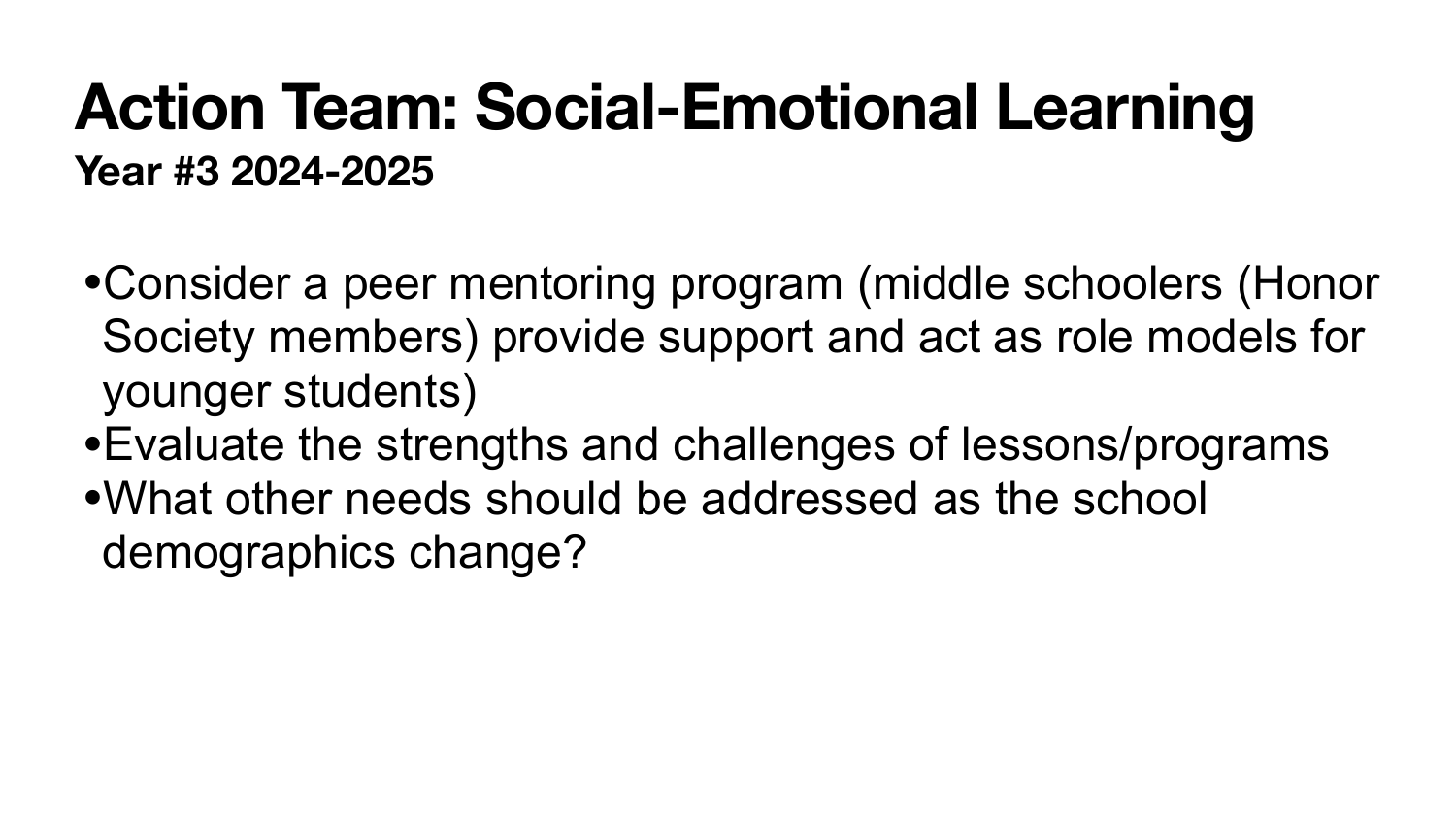# Action Team: Social-Emotional Learning

**Year #3 2024-2025**

- Consider a peer mentoring program (middle schoolers (Honor Society members) provide support and act as role models for younger students)
- Evaluate the strengths and challenges of lessons/programs
- What other needs should be addressed as the school demographics change?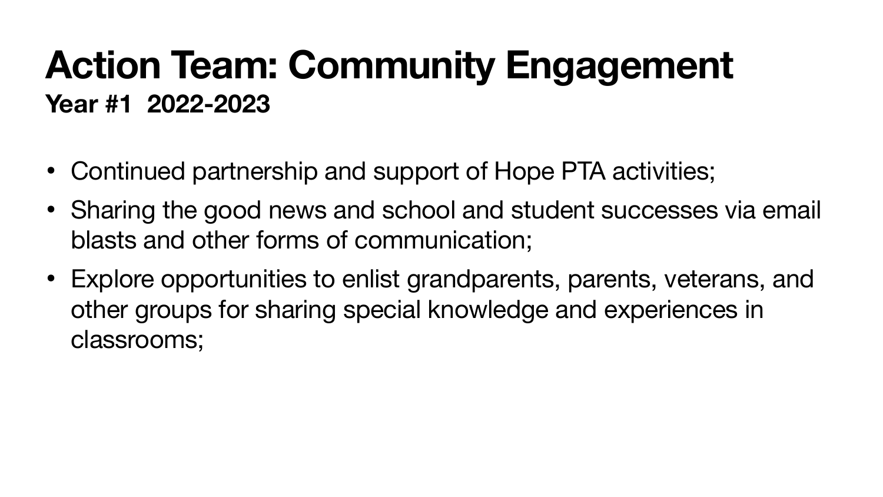# Action Team: Community Engagement

**Year #1 2022-2023**

- Continued partnership and support of Hope PTA activities;
- Sharing the good news and school and student successes via email blasts and other forms of communication;
- Explore opportunities to enlist grandparents, parents, veterans, and other groups for sharing special knowledge and experiences in classrooms;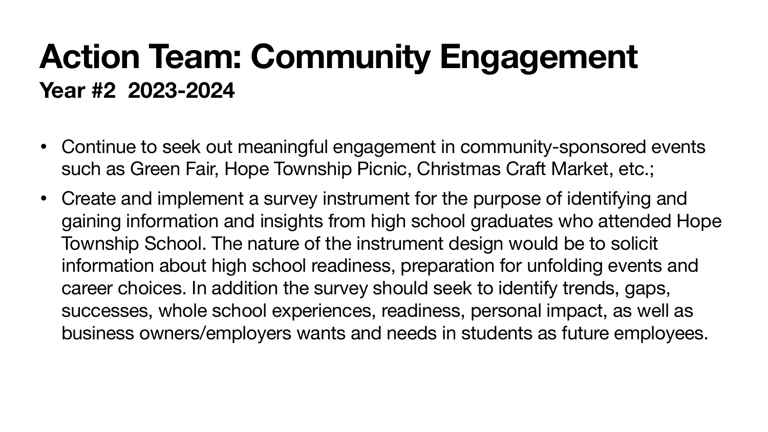# Action Team: Community Engagement

**Year #2  2023-2024**

- Continue to seek out meaningful engagement in community-sponsored events such as Green Fair, Hope Township Picnic, Christmas Craft Market, etc.;
- Create and implement a survey instrument for the purpose of identifying and gaining information and insights from high school graduates who attended Hope Township School. The nature of the instrument design would be to solicit information about high school readiness, preparation for unfolding events and career choices. In addition the survey should seek to identify trends, gaps, successes, whole school experiences, readiness, personal impact, as well as business owners/employers wants and needs in students as future employees.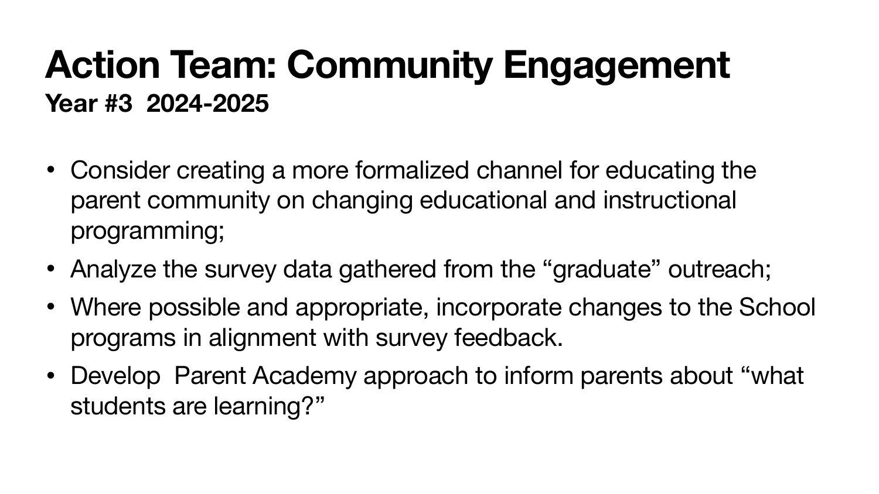# Action Team: Community Engagement

**Year #3 2024-2025**

- Consider creating a more formalized channel for educating the parent community on changing educational and instructional programming;
- Analyze the survey data gathered from the "graduate" outreach;
- Where possible and appropriate, incorporate changes to the School programs in alignment with survey feedback.
- Develop Parent Academy approach to inform parents about "what students are learning?"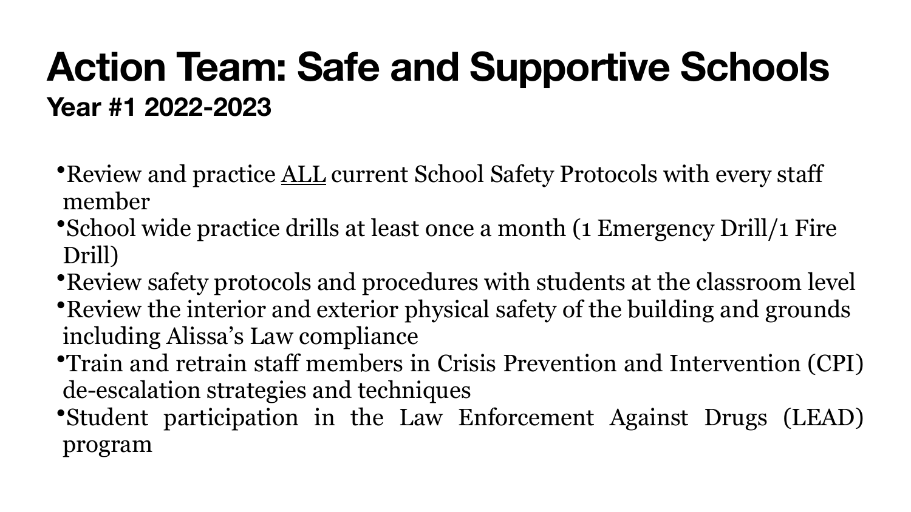# Action Team: Safe and Supportive Schools

## Year #1 2022-2023

- Review and practice <u>ALL</u> current School Safety Protocols with every staff member
- School wide practice drills at least once a month (1 Emergency Drill/1 Fire Drill)
- Review safety protocols and procedures with students at the classroom level
- Review the interior and exterior physical safety of the building and grounds including Alissa's Law compliance
- Train and retrain staff members in Crisis Prevention and Intervention (CPI) de-escalation strategies and techniques
- Student participation in the Law Enforcement Against Drugs (LEAD) program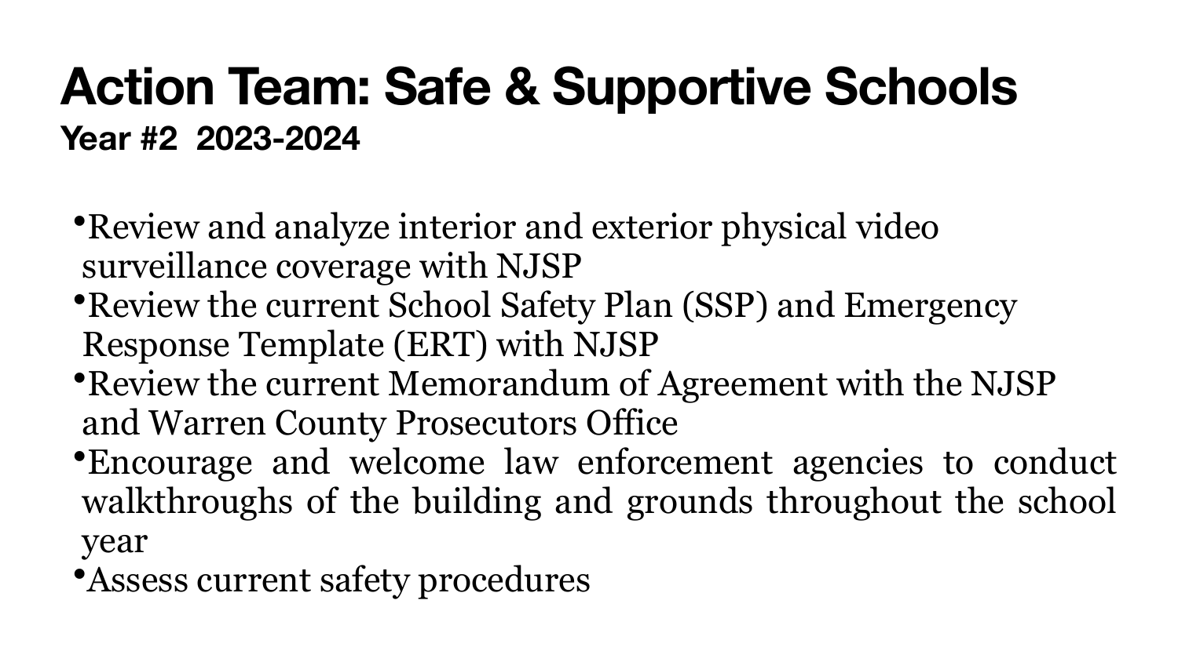# Action Team: Safe & Supportive Schools

**Year #2 2023-2024**

- Review and analyze interior and exterior physical video surveillance coverage with NJSP
- Review the current School Safety Plan (SSP) and Emergency Response Template (ERT) with NJSP
- Review the current Memorandum of Agreement with the NJSP and Warren County Prosecutors Office
- Encourage and welcome law enforcement agencies to conduct walkthroughs of the building and grounds throughout the school year
- Assess current safety procedures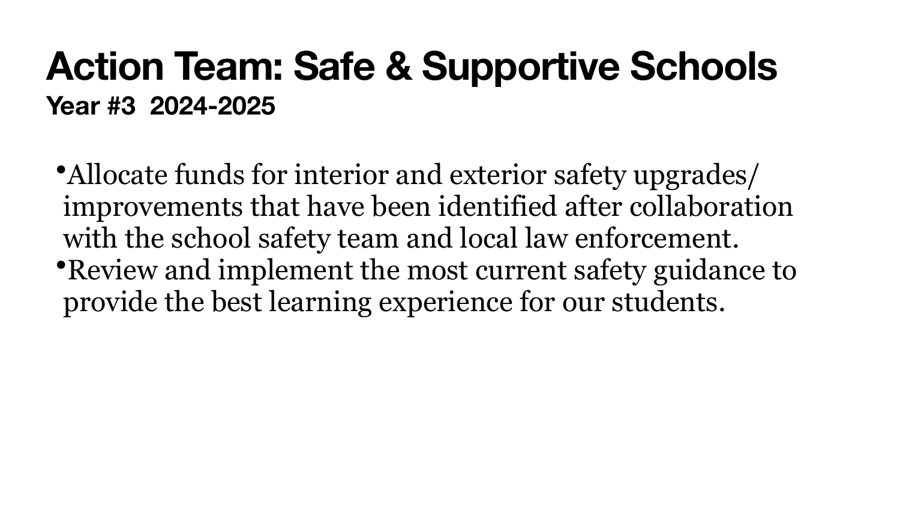# Action Team: Safe & Supportive Schools

**Year #3 2024-2025**

- Allocate funds for interior and exterior safety upgrades/ improvements that have been identified after collaboration with the school safety team and local law enforcement.
- Review and implement the most current safety guidance to provide the best learning experience for our students.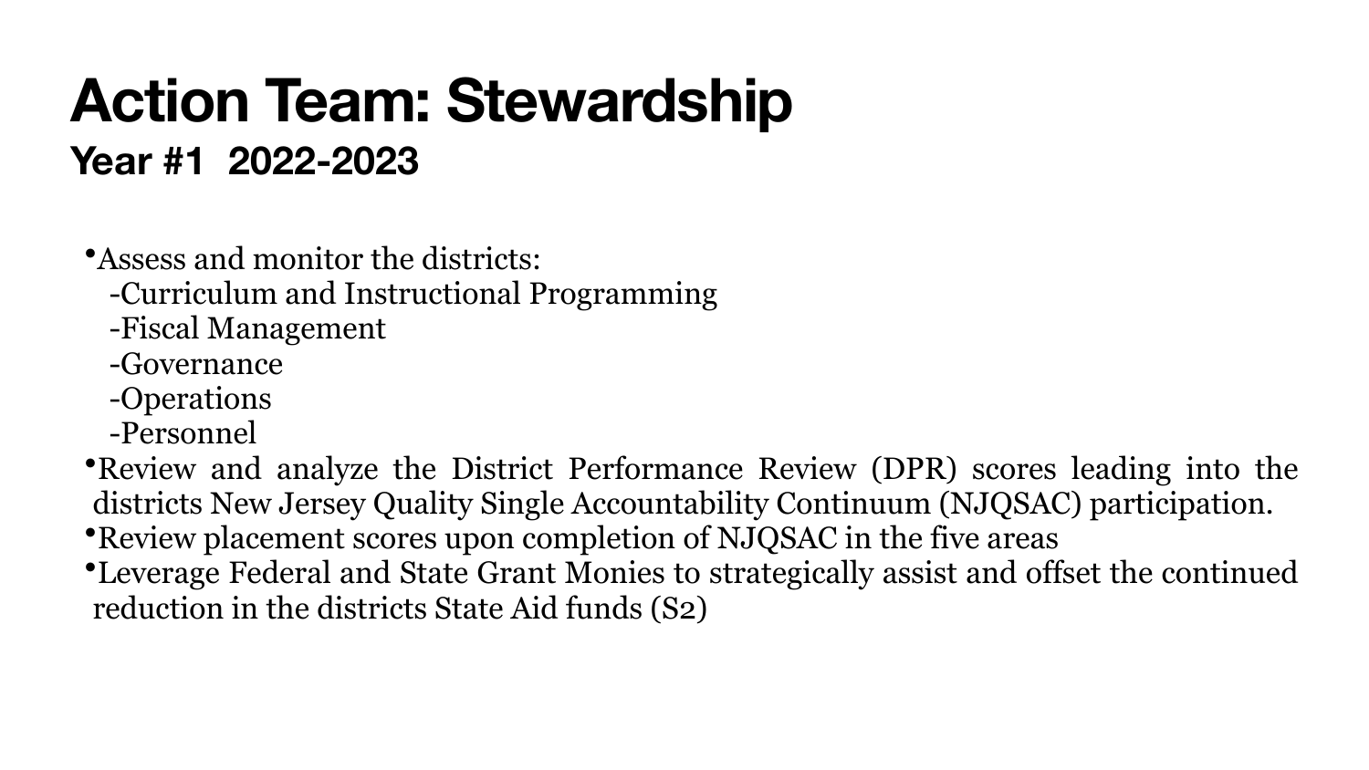# Action Team: Stewardship

## Year #1 2022-2023

- Assess and monitor the districts:
  - -Curriculum and Instructional Programming
  - -Fiscal Management
  - -Governance
  - -Operations
  - -Personnel
- Review and analyze the District Performance Review (DPR) scores leading into the districts New Jersey Quality Single Accountability Continuum (NJQSAC) participation.
- Review placement scores upon completion of NJQSAC in the five areas
- Leverage Federal and State Grant Monies to strategically assist and offset the continued reduction in the districts State Aid funds (S2)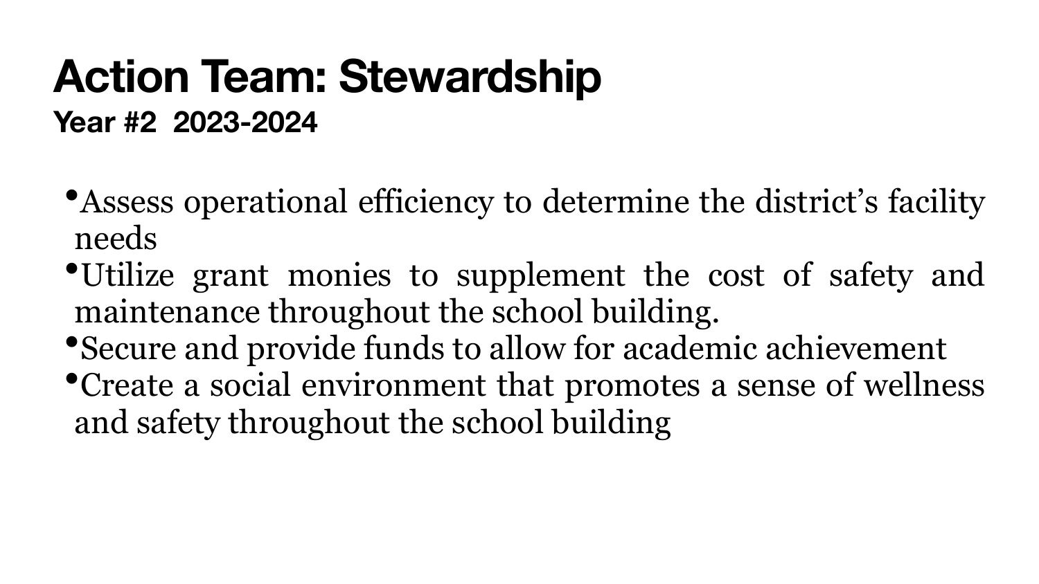# Action Team: Stewardship

### Year #2 2023-2024

- Assess operational efficiency to determine the district's facility needs
- Utilize grant monies to supplement the cost of safety and maintenance throughout the school building.
- Secure and provide funds to allow for academic achievement
- Create a social environment that promotes a sense of wellness and safety throughout the school building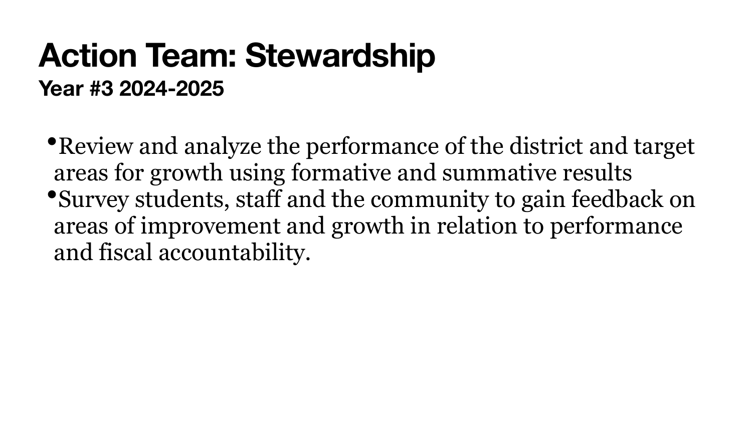# Action Team: Stewardship

**Year #3 2024-2025**

- Review and analyze the performance of the district and target areas for growth using formative and summative results
- Survey students, staff and the community to gain feedback on areas of improvement and growth in relation to performance and fiscal accountability.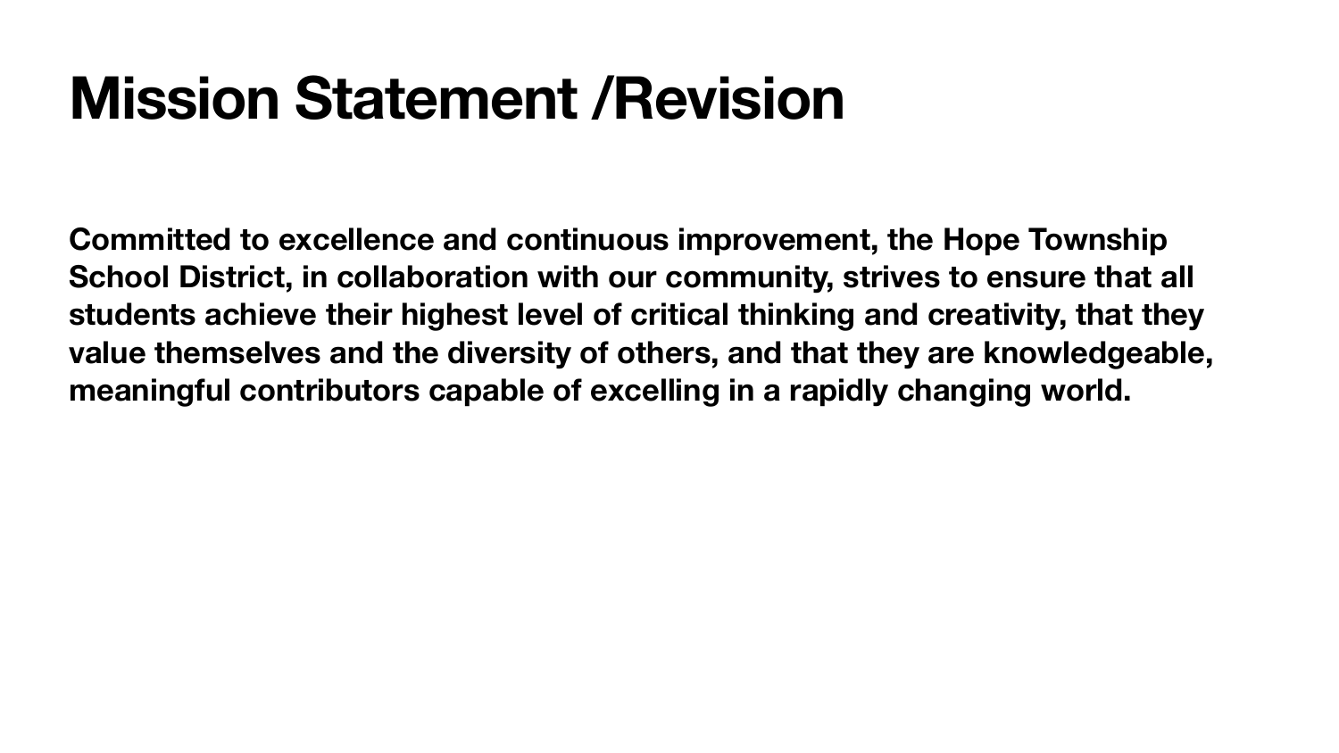# Mission Statement /Revision

**Committed to excellence and continuous improvement, the Hope Township School District, in collaboration with our community, strives to ensure that all students achieve their highest level of critical thinking and creativity, that they value themselves and the diversity of others, and that they are knowledgeable, meaningful contributors capable of excelling in a rapidly changing world.**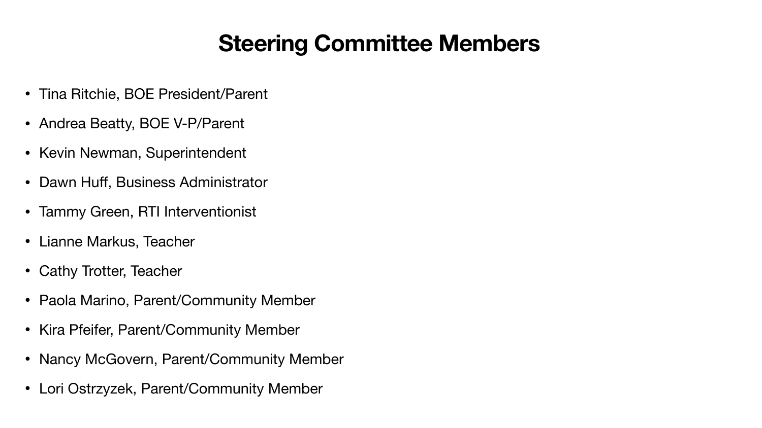# Steering Committee Members

- Tina Ritchie, BOE President/Parent
- Andrea Beatty, BOE V-P/Parent
- Kevin Newman, Superintendent
- Dawn Huff, Business Administrator
- Tammy Green, RTI Interventionist
- Lianne Markus, Teacher
- Cathy Trotter, Teacher
- Paola Marino, Parent/Community Member
- Kira Pfeifer, Parent/Community Member
- Nancy McGovern, Parent/Community Member
- Lori Ostrzyzek, Parent/Community Member